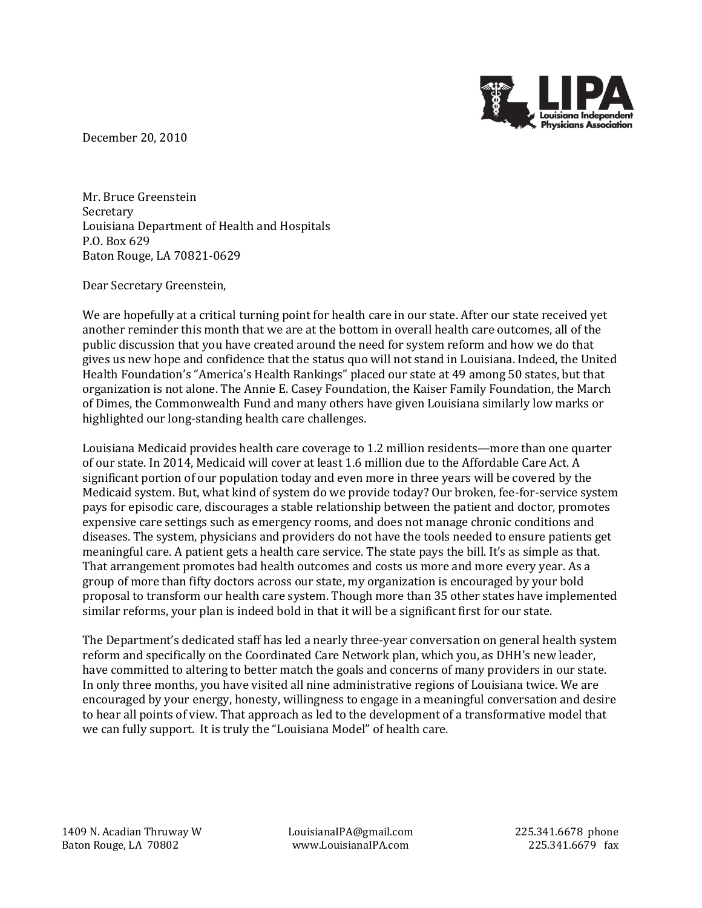LIPA
Louisiana Independent Physicians Association

December 20, 2010

Mr. Bruce Greenstein
Secretary
Louisiana Department of Health and Hospitals
P.O. Box 629
Baton Rouge, LA 70821-0629

Dear Secretary Greenstein,

We are hopefully at a critical turning point for health care in our state. After our state received yet another reminder this month that we are at the bottom in overall health care outcomes, all of the public discussion that you have created around the need for system reform and how we do that gives us new hope and confidence that the status quo will not stand in Louisiana. Indeed, the United Health Foundation's "America's Health Rankings" placed our state at 49 among 50 states, but that organization is not alone. The Annie E. Casey Foundation, the Kaiser Family Foundation, the March of Dimes, the Commonwealth Fund and many others have given Louisiana similarly low marks or highlighted our long-standing health care challenges.

Louisiana Medicaid provides health care coverage to 1.2 million residents—more than one quarter of our state. In 2014, Medicaid will cover at least 1.6 million due to the Affordable Care Act. A significant portion of our population today and even more in three years will be covered by the Medicaid system. But, what kind of system do we provide today? Our broken, fee-for-service system pays for episodic care, discourages a stable relationship between the patient and doctor, promotes expensive care settings such as emergency rooms, and does not manage chronic conditions and diseases. The system, physicians and providers do not have the tools needed to ensure patients get meaningful care. A patient gets a health care service. The state pays the bill. It's as simple as that. That arrangement promotes bad health outcomes and costs us more and more every year. As a group of more than fifty doctors across our state, my organization is encouraged by your bold proposal to transform our health care system. Though more than 35 other states have implemented similar reforms, your plan is indeed bold in that it will be a significant first for our state.

The Department's dedicated staff has led a nearly three-year conversation on general health system reform and specifically on the Coordinated Care Network plan, which you, as DHH's new leader, have committed to altering to better match the goals and concerns of many providers in our state. In only three months, you have visited all nine administrative regions of Louisiana twice. We are encouraged by your energy, honesty, willingness to engage in a meaningful conversation and desire to hear all points of view. That approach as led to the development of a transformative model that we can fully support. It is truly the "Louisiana Model" of health care.

1409 N. Acadian Thruway W
Baton Rouge, LA 70802

LouisianaIPA@gmail.com
www.LouisianaIPA.com

225.341.6678 phone
225.341.6679 fax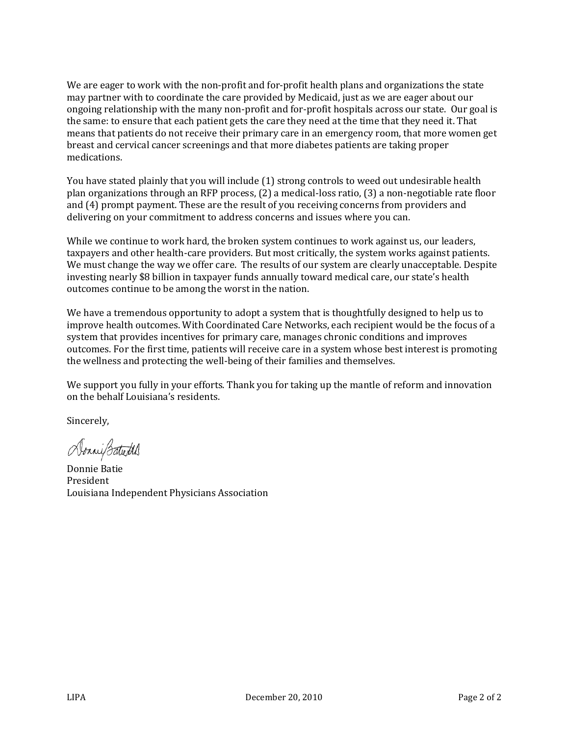We are eager to work with the non-profit and for-profit health plans and organizations the state may partner with to coordinate the care provided by Medicaid, just as we are eager about our ongoing relationship with the many non-profit and for-profit hospitals across our state. Our goal is the same: to ensure that each patient gets the care they need at the time that they need it. That means that patients do not receive their primary care in an emergency room, that more women get breast and cervical cancer screenings and that more diabetes patients are taking proper medications.

You have stated plainly that you will include (1) strong controls to weed out undesirable health plan organizations through an RFP process, (2) a medical-loss ratio, (3) a non-negotiable rate floor and (4) prompt payment. These are the result of you receiving concerns from providers and delivering on your commitment to address concerns and issues where you can.

While we continue to work hard, the broken system continues to work against us, our leaders, taxpayers and other health-care providers. But most critically, the system works against patients. We must change the way we offer care. The results of our system are clearly unacceptable. Despite investing nearly $8 billion in taxpayer funds annually toward medical care, our state's health outcomes continue to be among the worst in the nation.

We have a tremendous opportunity to adopt a system that is thoughtfully designed to help us to improve health outcomes. With Coordinated Care Networks, each recipient would be the focus of a system that provides incentives for primary care, manages chronic conditions and improves outcomes. For the first time, patients will receive care in a system whose best interest is promoting the wellness and protecting the well-being of their families and themselves.

We support you fully in your efforts. Thank you for taking up the mantle of reform and innovation on the behalf Louisiana's residents.

Sincerely,

Donnie Batie
President
Louisiana Independent Physicians Association